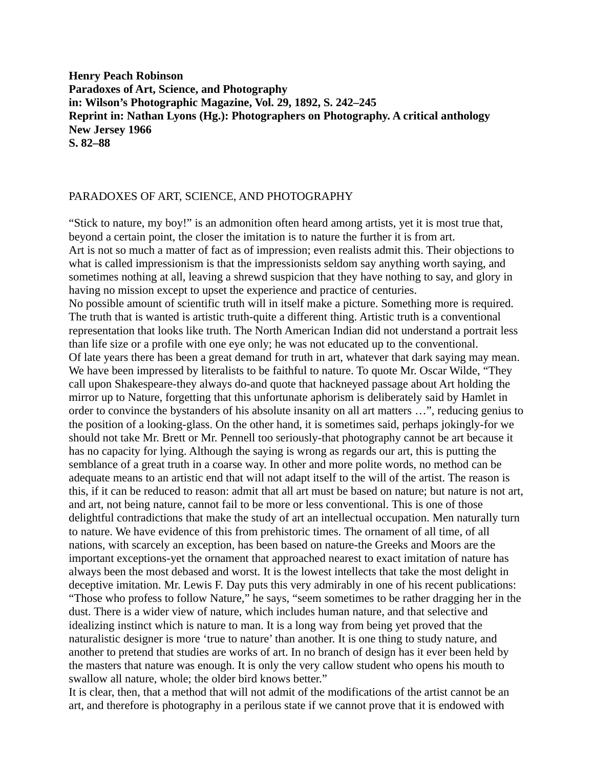**Henry Peach Robinson**
**Paradoxes of Art, Science, and Photography**
**in: Wilson's Photographic Magazine, Vol. 29, 1892, S. 242–245**
**Reprint in: Nathan Lyons (Hg.): Photographers on Photography. A critical anthology**
**New Jersey 1966**
**S. 82–88**

# PARADOXES OF ART, SCIENCE, AND PHOTOGRAPHY

"Stick to nature, my boy!" is an admonition often heard among artists, yet it is most true that, beyond a certain point, the closer the imitation is to nature the further it is from art.

Art is not so much a matter of fact as of impression; even realists admit this. Their objections to what is called impressionism is that the impressionists seldom say anything worth saying, and sometimes nothing at all, leaving a shrewd suspicion that they have nothing to say, and glory in having no mission except to upset the experience and practice of centuries.

No possible amount of scientific truth will in itself make a picture. Something more is required. The truth that is wanted is artistic truth-quite a different thing. Artistic truth is a conventional representation that looks like truth. The North American Indian did not understand a portrait less than life size or a profile with one eye only; he was not educated up to the conventional.

Of late years there has been a great demand for truth in art, whatever that dark saying may mean. We have been impressed by literalists to be faithful to nature. To quote Mr. Oscar Wilde, "They call upon Shakespeare-they always do-and quote that hackneyed passage about Art holding the mirror up to Nature, forgetting that this unfortunate aphorism is deliberately said by Hamlet in order to convince the bystanders of his absolute insanity on all art matters …", reducing genius to the position of a looking-glass. On the other hand, it is sometimes said, perhaps jokingly-for we should not take Mr. Brett or Mr. Pennell too seriously-that photography cannot be art because it has no capacity for lying. Although the saying is wrong as regards our art, this is putting the semblance of a great truth in a coarse way. In other and more polite words, no method can be adequate means to an artistic end that will not adapt itself to the will of the artist. The reason is this, if it can be reduced to reason: admit that all art must be based on nature; but nature is not art, and art, not being nature, cannot fail to be more or less conventional. This is one of those delightful contradictions that make the study of art an intellectual occupation. Men naturally turn to nature. We have evidence of this from prehistoric times. The ornament of all time, of all nations, with scarcely an exception, has been based on nature-the Greeks and Moors are the important exceptions-yet the ornament that approached nearest to exact imitation of nature has always been the most debased and worst. It is the lowest intellects that take the most delight in deceptive imitation. Mr. Lewis F. Day puts this very admirably in one of his recent publications: "Those who profess to follow Nature," he says, "seem sometimes to be rather dragging her in the dust. There is a wider view of nature, which includes human nature, and that selective and idealizing instinct which is nature to man. It is a long way from being yet proved that the naturalistic designer is more 'true to nature' than another. It is one thing to study nature, and another to pretend that studies are works of art. In no branch of design has it ever been held by the masters that nature was enough. It is only the very callow student who opens his mouth to swallow all nature, whole; the older bird knows better."

It is clear, then, that a method that will not admit of the modifications of the artist cannot be an art, and therefore is photography in a perilous state if we cannot prove that it is endowed with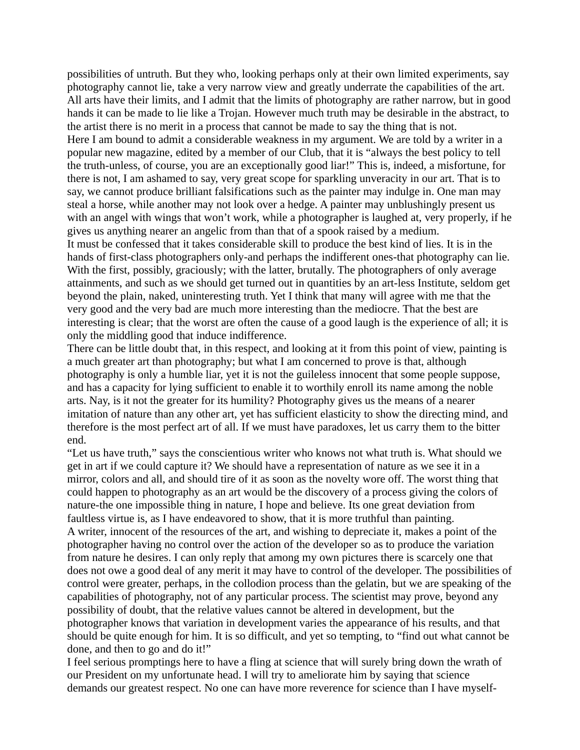possibilities of untruth. But they who, looking perhaps only at their own limited experiments, say photography cannot lie, take a very narrow view and greatly underrate the capabilities of the art. All arts have their limits, and I admit that the limits of photography are rather narrow, but in good hands it can be made to lie like a Trojan. However much truth may be desirable in the abstract, to the artist there is no merit in a process that cannot be made to say the thing that is not.

Here I am bound to admit a considerable weakness in my argument. We are told by a writer in a popular new magazine, edited by a member of our Club, that it is "always the best policy to tell the truth-unless, of course, you are an exceptionally good liar!" This is, indeed, a misfortune, for there is not, I am ashamed to say, very great scope for sparkling unveracity in our art. That is to say, we cannot produce brilliant falsifications such as the painter may indulge in. One man may steal a horse, while another may not look over a hedge. A painter may unblushingly present us with an angel with wings that won't work, while a photographer is laughed at, very properly, if he gives us anything nearer an angelic from than that of a spook raised by a medium.

It must be confessed that it takes considerable skill to produce the best kind of lies. It is in the hands of first-class photographers only-and perhaps the indifferent ones-that photography can lie. With the first, possibly, graciously; with the latter, brutally. The photographers of only average attainments, and such as we should get turned out in quantities by an art-less Institute, seldom get beyond the plain, naked, uninteresting truth. Yet I think that many will agree with me that the very good and the very bad are much more interesting than the mediocre. That the best are interesting is clear; that the worst are often the cause of a good laugh is the experience of all; it is only the middling good that induce indifference.

There can be little doubt that, in this respect, and looking at it from this point of view, painting is a much greater art than photography; but what I am concerned to prove is that, although photography is only a humble liar, yet it is not the guileless innocent that some people suppose, and has a capacity for lying sufficient to enable it to worthily enroll its name among the noble arts. Nay, is it not the greater for its humility? Photography gives us the means of a nearer imitation of nature than any other art, yet has sufficient elasticity to show the directing mind, and therefore is the most perfect art of all. If we must have paradoxes, let us carry them to the bitter end.

"Let us have truth," says the conscientious writer who knows not what truth is. What should we get in art if we could capture it? We should have a representation of nature as we see it in a mirror, colors and all, and should tire of it as soon as the novelty wore off. The worst thing that could happen to photography as an art would be the discovery of a process giving the colors of nature-the one impossible thing in nature, I hope and believe. Its one great deviation from faultless virtue is, as I have endeavored to show, that it is more truthful than painting.

A writer, innocent of the resources of the art, and wishing to depreciate it, makes a point of the photographer having no control over the action of the developer so as to produce the variation from nature he desires. I can only reply that among my own pictures there is scarcely one that does not owe a good deal of any merit it may have to control of the developer. The possibilities of control were greater, perhaps, in the collodion process than the gelatin, but we are speaking of the capabilities of photography, not of any particular process. The scientist may prove, beyond any possibility of doubt, that the relative values cannot be altered in development, but the photographer knows that variation in development varies the appearance of his results, and that should be quite enough for him. It is so difficult, and yet so tempting, to "find out what cannot be done, and then to go and do it!"

I feel serious promptings here to have a fling at science that will surely bring down the wrath of our President on my unfortunate head. I will try to ameliorate him by saying that science demands our greatest respect. No one can have more reverence for science than I have myself-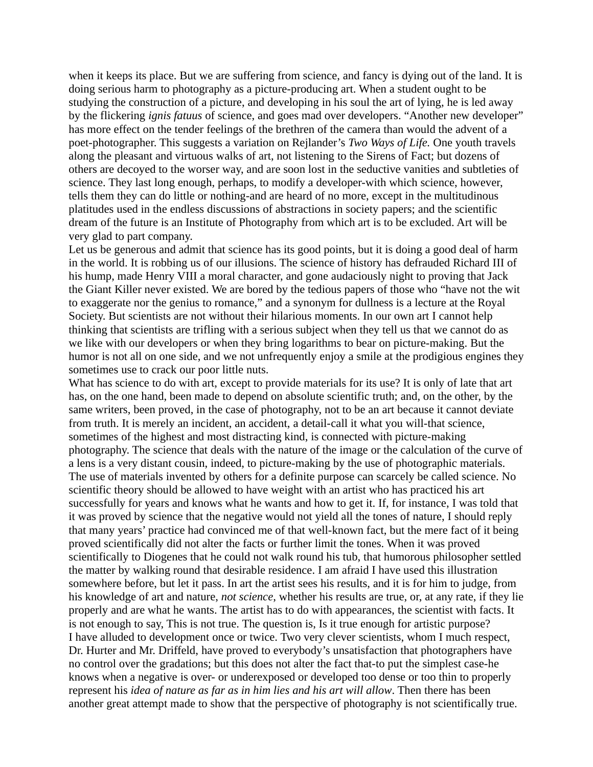when it keeps its place. But we are suffering from science, and fancy is dying out of the land. It is doing serious harm to photography as a picture-producing art. When a student ought to be studying the construction of a picture, and developing in his soul the art of lying, he is led away by the flickering *ignis fatuus* of science, and goes mad over developers. "Another new developer" has more effect on the tender feelings of the brethren of the camera than would the advent of a poet-photographer. This suggests a variation on Rejlander's *Two Ways of Life.* One youth travels along the pleasant and virtuous walks of art, not listening to the Sirens of Fact; but dozens of others are decoyed to the worser way, and are soon lost in the seductive vanities and subtleties of science. They last long enough, perhaps, to modify a developer-with which science, however, tells them they can do little or nothing-and are heard of no more, except in the multitudinous platitudes used in the endless discussions of abstractions in society papers; and the scientific dream of the future is an Institute of Photography from which art is to be excluded. Art will be very glad to part company.

Let us be generous and admit that science has its good points, but it is doing a good deal of harm in the world. It is robbing us of our illusions. The science of history has defrauded Richard III of his hump, made Henry VIII a moral character, and gone audaciously night to proving that Jack the Giant Killer never existed. We are bored by the tedious papers of those who "have not the wit to exaggerate nor the genius to romance," and a synonym for dullness is a lecture at the Royal Society. But scientists are not without their hilarious moments. In our own art I cannot help thinking that scientists are trifling with a serious subject when they tell us that we cannot do as we like with our developers or when they bring logarithms to bear on picture-making. But the humor is not all on one side, and we not unfrequently enjoy a smile at the prodigious engines they sometimes use to crack our poor little nuts.

What has science to do with art, except to provide materials for its use? It is only of late that art has, on the one hand, been made to depend on absolute scientific truth; and, on the other, by the same writers, been proved, in the case of photography, not to be an art because it cannot deviate from truth. It is merely an incident, an accident, a detail-call it what you will-that science, sometimes of the highest and most distracting kind, is connected with picture-making photography. The science that deals with the nature of the image or the calculation of the curve of a lens is a very distant cousin, indeed, to picture-making by the use of photographic materials. The use of materials invented by others for a definite purpose can scarcely be called science. No scientific theory should be allowed to have weight with an artist who has practiced his art successfully for years and knows what he wants and how to get it. If, for instance, I was told that it was proved by science that the negative would not yield all the tones of nature, I should reply that many years' practice had convinced me of that well-known fact, but the mere fact of it being proved scientifically did not alter the facts or further limit the tones. When it was proved scientifically to Diogenes that he could not walk round his tub, that humorous philosopher settled the matter by walking round that desirable residence. I am afraid I have used this illustration somewhere before, but let it pass. In art the artist sees his results, and it is for him to judge, from his knowledge of art and nature, *not science*, whether his results are true, or, at any rate, if they lie properly and are what he wants. The artist has to do with appearances, the scientist with facts. It is not enough to say, This is not true. The question is, Is it true enough for artistic purpose?

I have alluded to development once or twice. Two very clever scientists, whom I much respect, Dr. Hurter and Mr. Driffeld, have proved to everybody's unsatisfaction that photographers have no control over the gradations; but this does not alter the fact that-to put the simplest case-he knows when a negative is over- or underexposed or developed too dense or too thin to properly represent his *idea of nature as far as in him lies and his art will allow*. Then there has been another great attempt made to show that the perspective of photography is not scientifically true.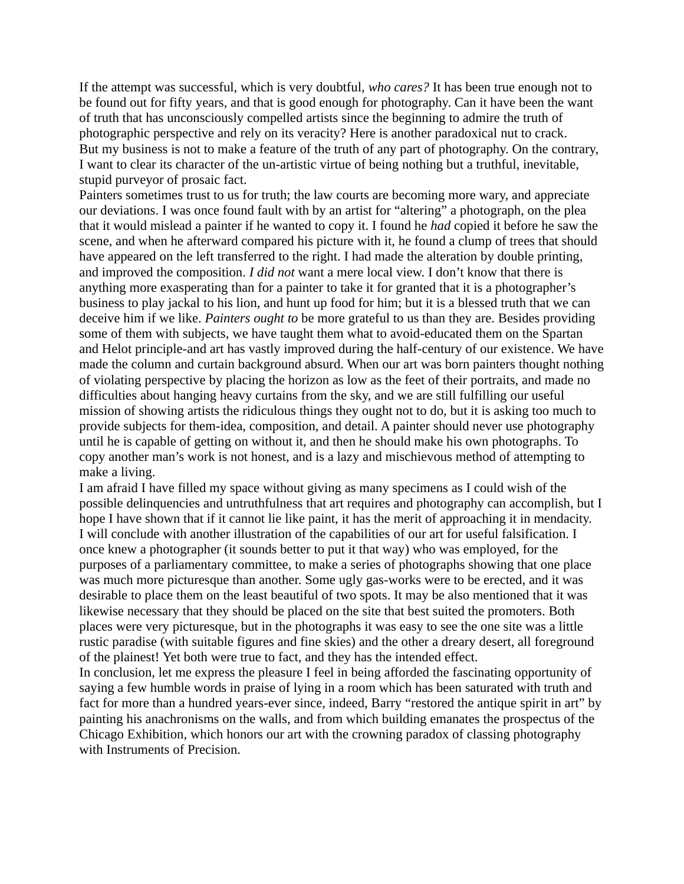If the attempt was successful, which is very doubtful, *who cares?* It has been true enough not to be found out for fifty years, and that is good enough for photography. Can it have been the want of truth that has unconsciously compelled artists since the beginning to admire the truth of photographic perspective and rely on its veracity? Here is another paradoxical nut to crack.

But my business is not to make a feature of the truth of any part of photography. On the contrary, I want to clear its character of the un-artistic virtue of being nothing but a truthful, inevitable, stupid purveyor of prosaic fact.

Painters sometimes trust to us for truth; the law courts are becoming more wary, and appreciate our deviations. I was once found fault with by an artist for "altering" a photograph, on the plea that it would mislead a painter if he wanted to copy it. I found he *had* copied it before he saw the scene, and when he afterward compared his picture with it, he found a clump of trees that should have appeared on the left transferred to the right. I had made the alteration by double printing, and improved the composition. *I did not* want a mere local view. I don't know that there is anything more exasperating than for a painter to take it for granted that it is a photographer's business to play jackal to his lion, and hunt up food for him; but it is a blessed truth that we can deceive him if we like. *Painters ought to* be more grateful to us than they are. Besides providing some of them with subjects, we have taught them what to avoid-educated them on the Spartan and Helot principle-and art has vastly improved during the half-century of our existence. We have made the column and curtain background absurd. When our art was born painters thought nothing of violating perspective by placing the horizon as low as the feet of their portraits, and made no difficulties about hanging heavy curtains from the sky, and we are still fulfilling our useful mission of showing artists the ridiculous things they ought not to do, but it is asking too much to provide subjects for them-idea, composition, and detail. A painter should never use photography until he is capable of getting on without it, and then he should make his own photographs. To copy another man's work is not honest, and is a lazy and mischievous method of attempting to make a living.

I am afraid I have filled my space without giving as many specimens as I could wish of the possible delinquencies and untruthfulness that art requires and photography can accomplish, but I hope I have shown that if it cannot lie like paint, it has the merit of approaching it in mendacity.

I will conclude with another illustration of the capabilities of our art for useful falsification. I once knew a photographer (it sounds better to put it that way) who was employed, for the purposes of a parliamentary committee, to make a series of photographs showing that one place was much more picturesque than another. Some ugly gas-works were to be erected, and it was desirable to place them on the least beautiful of two spots. It may be also mentioned that it was likewise necessary that they should be placed on the site that best suited the promoters. Both places were very picturesque, but in the photographs it was easy to see the one site was a little rustic paradise (with suitable figures and fine skies) and the other a dreary desert, all foreground of the plainest! Yet both were true to fact, and they has the intended effect.

In conclusion, let me express the pleasure I feel in being afforded the fascinating opportunity of saying a few humble words in praise of lying in a room which has been saturated with truth and fact for more than a hundred years-ever since, indeed, Barry "restored the antique spirit in art" by painting his anachronisms on the walls, and from which building emanates the prospectus of the Chicago Exhibition, which honors our art with the crowning paradox of classing photography with Instruments of Precision.